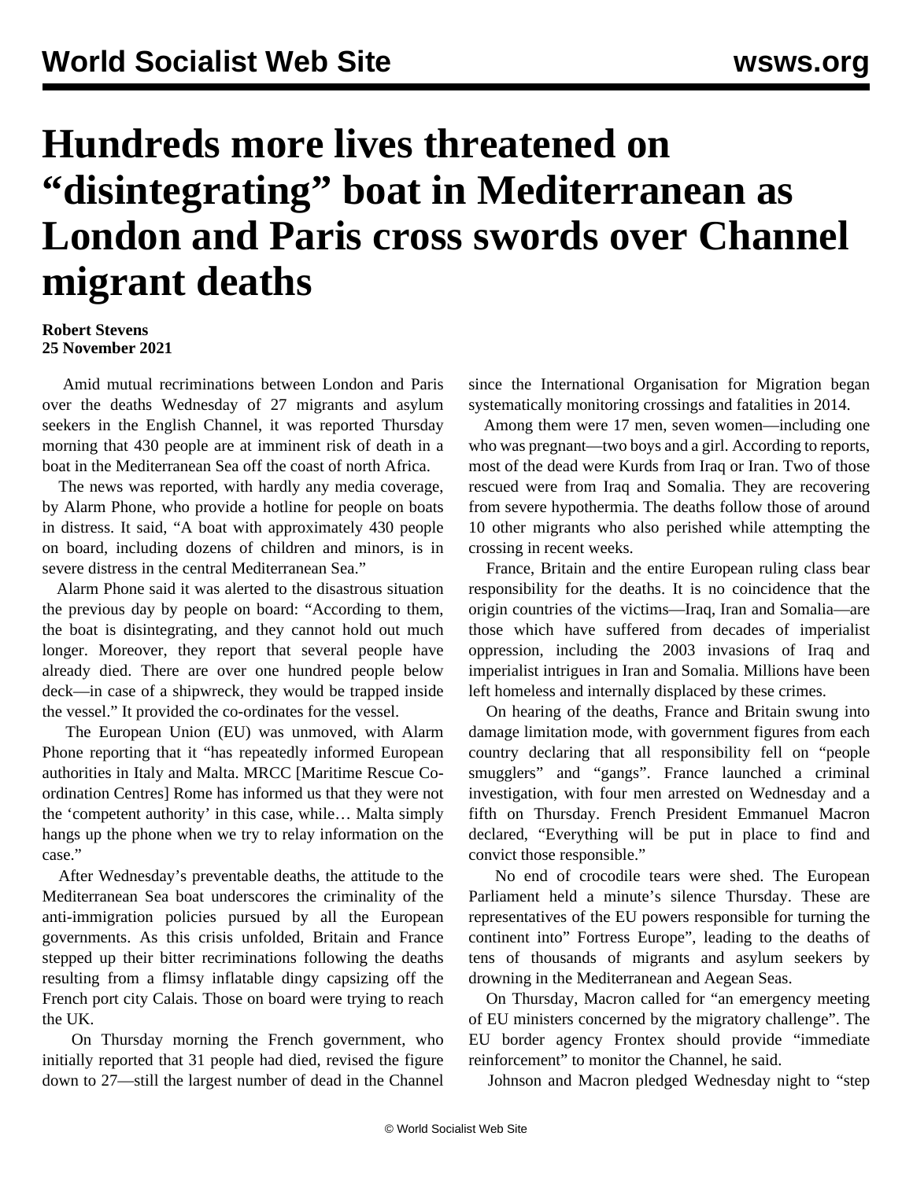# Hundreds more lives threatened on "disintegrating" boat in Mediterranean as London and Paris cross swords over Channel migrant deaths

**Robert Stevens**
**25 November 2021**

Amid mutual recriminations between London and Paris over the deaths Wednesday of 27 migrants and asylum seekers in the English Channel, it was reported Thursday morning that 430 people are at imminent risk of death in a boat in the Mediterranean Sea off the coast of north Africa.

The news was reported, with hardly any media coverage, by Alarm Phone, who provide a hotline for people on boats in distress. It said, "A boat with approximately 430 people on board, including dozens of children and minors, is in severe distress in the central Mediterranean Sea."

Alarm Phone said it was alerted to the disastrous situation the previous day by people on board: "According to them, the boat is disintegrating, and they cannot hold out much longer. Moreover, they report that several people have already died. There are over one hundred people below deck—in case of a shipwreck, they would be trapped inside the vessel." It provided the co-ordinates for the vessel.

The European Union (EU) was unmoved, with Alarm Phone reporting that it "has repeatedly informed European authorities in Italy and Malta. MRCC [Maritime Rescue Co-ordination Centres] Rome has informed us that they were not the 'competent authority' in this case, while… Malta simply hangs up the phone when we try to relay information on the case."

After Wednesday's preventable deaths, the attitude to the Mediterranean Sea boat underscores the criminality of the anti-immigration policies pursued by all the European governments. As this crisis unfolded, Britain and France stepped up their bitter recriminations following the deaths resulting from a flimsy inflatable dingy capsizing off the French port city Calais. Those on board were trying to reach the UK.

On Thursday morning the French government, who initially reported that 31 people had died, revised the figure down to 27—still the largest number of dead in the Channel since the International Organisation for Migration began systematically monitoring crossings and fatalities in 2014.

Among them were 17 men, seven women—including one who was pregnant—two boys and a girl. According to reports, most of the dead were Kurds from Iraq or Iran. Two of those rescued were from Iraq and Somalia. They are recovering from severe hypothermia. The deaths follow those of around 10 other migrants who also perished while attempting the crossing in recent weeks.

France, Britain and the entire European ruling class bear responsibility for the deaths. It is no coincidence that the origin countries of the victims—Iraq, Iran and Somalia—are those which have suffered from decades of imperialist oppression, including the 2003 invasions of Iraq and imperialist intrigues in Iran and Somalia. Millions have been left homeless and internally displaced by these crimes.

On hearing of the deaths, France and Britain swung into damage limitation mode, with government figures from each country declaring that all responsibility fell on "people smugglers" and "gangs". France launched a criminal investigation, with four men arrested on Wednesday and a fifth on Thursday. French President Emmanuel Macron declared, "Everything will be put in place to find and convict those responsible."

No end of crocodile tears were shed. The European Parliament held a minute's silence Thursday. These are representatives of the EU powers responsible for turning the continent into" Fortress Europe", leading to the deaths of tens of thousands of migrants and asylum seekers by drowning in the Mediterranean and Aegean Seas.

On Thursday, Macron called for "an emergency meeting of EU ministers concerned by the migratory challenge". The EU border agency Frontex should provide "immediate reinforcement" to monitor the Channel, he said.

Johnson and Macron pledged Wednesday night to "step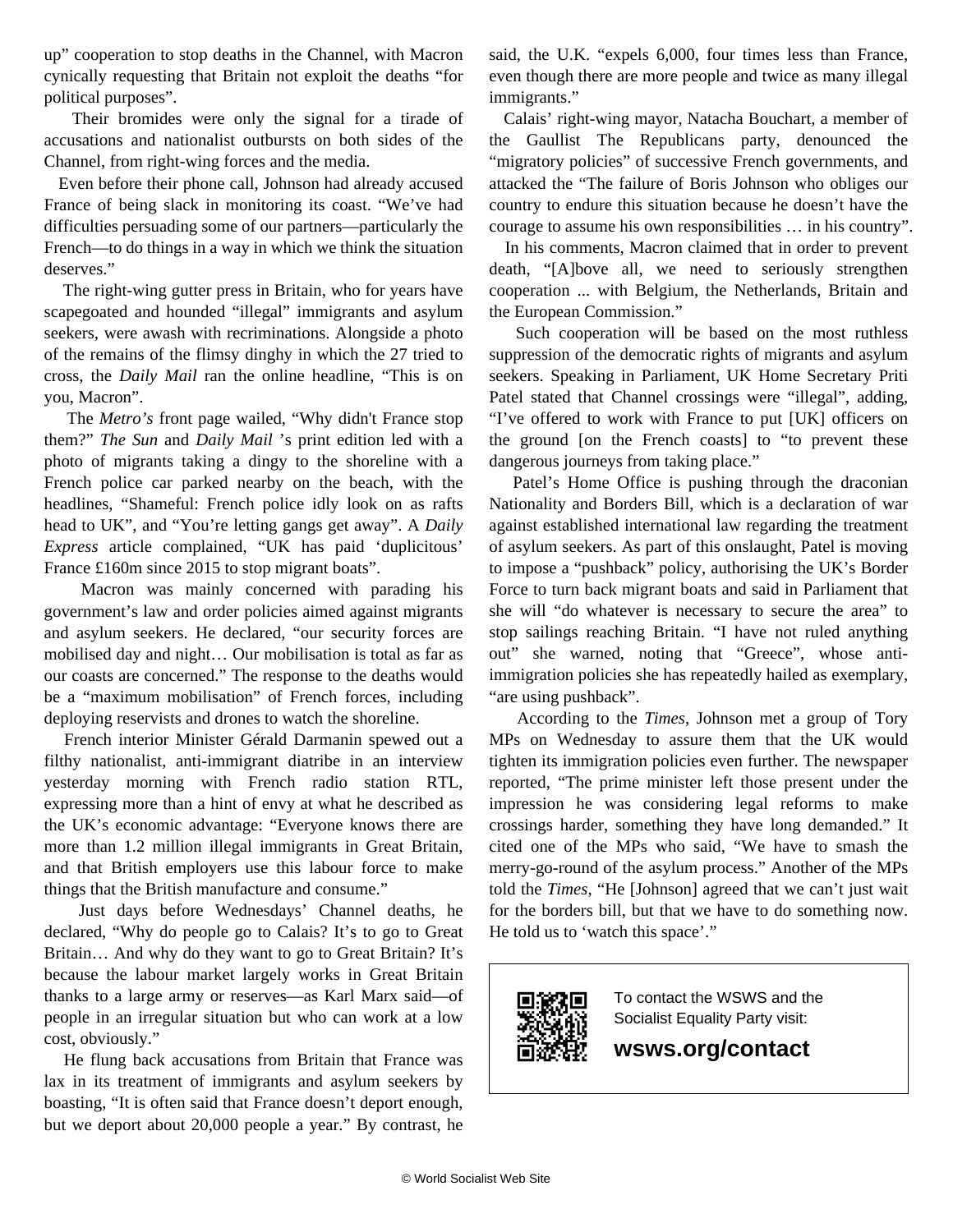up" cooperation to stop deaths in the Channel, with Macron cynically requesting that Britain not exploit the deaths "for political purposes".

Their bromides were only the signal for a tirade of accusations and nationalist outbursts on both sides of the Channel, from right-wing forces and the media.

Even before their phone call, Johnson had already accused France of being slack in monitoring its coast. "We've had difficulties persuading some of our partners—particularly the French—to do things in a way in which we think the situation deserves."

The right-wing gutter press in Britain, who for years have scapegoated and hounded "illegal" immigrants and asylum seekers, were awash with recriminations. Alongside a photo of the remains of the flimsy dinghy in which the 27 tried to cross, the *Daily Mail* ran the online headline, "This is on you, Macron".

The *Metro's* front page wailed, "Why didn't France stop them?" *The Sun* and *Daily Mail* 's print edition led with a photo of migrants taking a dingy to the shoreline with a French police car parked nearby on the beach, with the headlines, "Shameful: French police idly look on as rafts head to UK", and "You're letting gangs get away". A *Daily Express* article complained, "UK has paid 'duplicitous' France £160m since 2015 to stop migrant boats".

Macron was mainly concerned with parading his government's law and order policies aimed against migrants and asylum seekers. He declared, "our security forces are mobilised day and night… Our mobilisation is total as far as our coasts are concerned." The response to the deaths would be a "maximum mobilisation" of French forces, including deploying reservists and drones to watch the shoreline.

French interior Minister Gérald Darmanin spewed out a filthy nationalist, anti-immigrant diatribe in an interview yesterday morning with French radio station RTL, expressing more than a hint of envy at what he described as the UK's economic advantage: "Everyone knows there are more than 1.2 million illegal immigrants in Great Britain, and that British employers use this labour force to make things that the British manufacture and consume."

Just days before Wednesdays' Channel deaths, he declared, "Why do people go to Calais? It's to go to Great Britain… And why do they want to go to Great Britain? It's because the labour market largely works in Great Britain thanks to a large army or reserves—as Karl Marx said—of people in an irregular situation but who can work at a low cost, obviously."

He flung back accusations from Britain that France was lax in its treatment of immigrants and asylum seekers by boasting, "It is often said that France doesn't deport enough, but we deport about 20,000 people a year." By contrast, he said, the U.K. "expels 6,000, four times less than France, even though there are more people and twice as many illegal immigrants."

Calais' right-wing mayor, Natacha Bouchart, a member of the Gaullist The Republicans party, denounced the "migratory policies" of successive French governments, and attacked the "The failure of Boris Johnson who obliges our country to endure this situation because he doesn't have the courage to assume his own responsibilities … in his country".

In his comments, Macron claimed that in order to prevent death, "[A]bove all, we need to seriously strengthen cooperation ... with Belgium, the Netherlands, Britain and the European Commission."

Such cooperation will be based on the most ruthless suppression of the democratic rights of migrants and asylum seekers. Speaking in Parliament, UK Home Secretary Priti Patel stated that Channel crossings were "illegal", adding, "I've offered to work with France to put [UK] officers on the ground [on the French coasts] to "to prevent these dangerous journeys from taking place."

Patel's Home Office is pushing through the draconian Nationality and Borders Bill, which is a declaration of war against established international law regarding the treatment of asylum seekers. As part of this onslaught, Patel is moving to impose a "pushback" policy, authorising the UK's Border Force to turn back migrant boats and said in Parliament that she will "do whatever is necessary to secure the area" to stop sailings reaching Britain. "I have not ruled anything out" she warned, noting that "Greece", whose anti-immigration policies she has repeatedly hailed as exemplary, "are using pushback".

According to the *Times*, Johnson met a group of Tory MPs on Wednesday to assure them that the UK would tighten its immigration policies even further. The newspaper reported, "The prime minister left those present under the impression he was considering legal reforms to make crossings harder, something they have long demanded." It cited one of the MPs who said, "We have to smash the merry-go-round of the asylum process." Another of the MPs told the *Times*, "He [Johnson] agreed that we can't just wait for the borders bill, but that we have to do something now. He told us to 'watch this space'."

To contact the WSWS and the Socialist Equality Party visit:

**wsws.org/contact**